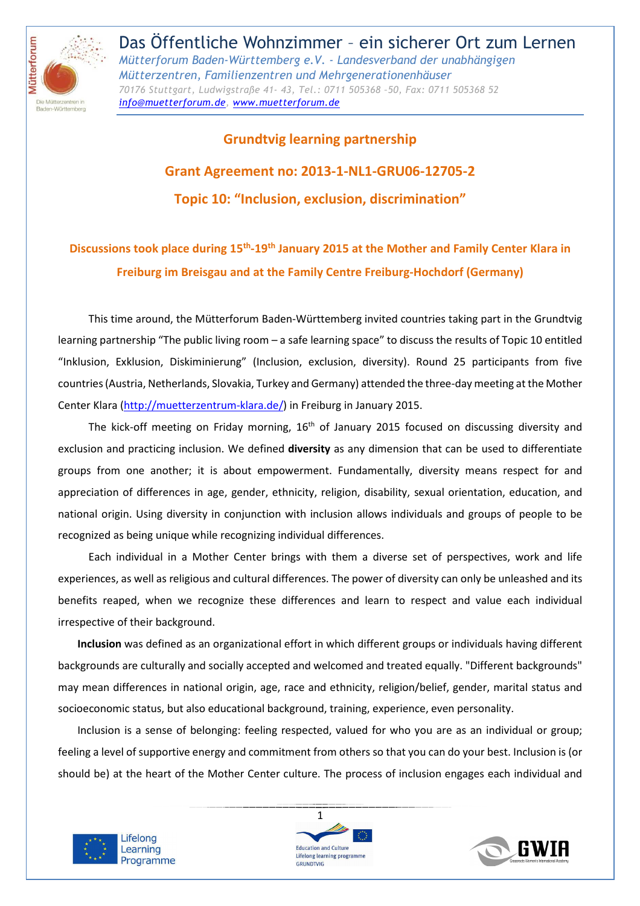# Das Öffentliche Wohnzimmer – ein sicherer Ort zum Lernen

*Mütterforum Baden-Württemberg e.V. - Landesverband der unabhängigen Mütterzentren, Familienzentren und Mehrgenerationenhäuser*

*70176 Stuttgart, Ludwigstraße 41- 43, Tel.: 0711 505368 -50, Fax: 0711 505368 52*

*info@muetterforum.de, www.muetterforum.de*

## Grundtvig learning partnership

## Grant Agreement no: 2013-1-NL1-GRU06-12705-2

## Topic 10: "Inclusion, exclusion, discrimination"

### Discussions took place during 15th-19th January 2015 at the Mother and Family Center Klara in Freiburg im Breisgau and at the Family Centre Freiburg-Hochdorf (Germany)

This time around, the Mütterforum Baden-Württemberg invited countries taking part in the Grundtvig learning partnership "The public living room – a safe learning space" to discuss the results of Topic 10 entitled "Inklusion, Exklusion, Diskiminierung" (Inclusion, exclusion, diversity). Round 25 participants from five countries (Austria, Netherlands, Slovakia, Turkey and Germany) attended the three-day meeting at the Mother Center Klara (http://muetterzentrum-klara.de/) in Freiburg in January 2015.

The kick-off meeting on Friday morning, 16th of January 2015 focused on discussing diversity and exclusion and practicing inclusion. We defined **diversity** as any dimension that can be used to differentiate groups from one another; it is about empowerment. Fundamentally, diversity means respect for and appreciation of differences in age, gender, ethnicity, religion, disability, sexual orientation, education, and national origin. Using diversity in conjunction with inclusion allows individuals and groups of people to be recognized as being unique while recognizing individual differences.

Each individual in a Mother Center brings with them a diverse set of perspectives, work and life experiences, as well as religious and cultural differences. The power of diversity can only be unleashed and its benefits reaped, when we recognize these differences and learn to respect and value each individual irrespective of their background.

**Inclusion** was defined as an organizational effort in which different groups or individuals having different backgrounds are culturally and socially accepted and welcomed and treated equally. "Different backgrounds" may mean differences in national origin, age, race and ethnicity, religion/belief, gender, marital status and socioeconomic status, but also educational background, training, experience, even personality.

Inclusion is a sense of belonging: feeling respected, valued for who you are as an individual or group; feeling a level of supportive energy and commitment from others so that you can do your best. Inclusion is (or should be) at the heart of the Mother Center culture. The process of inclusion engages each individual and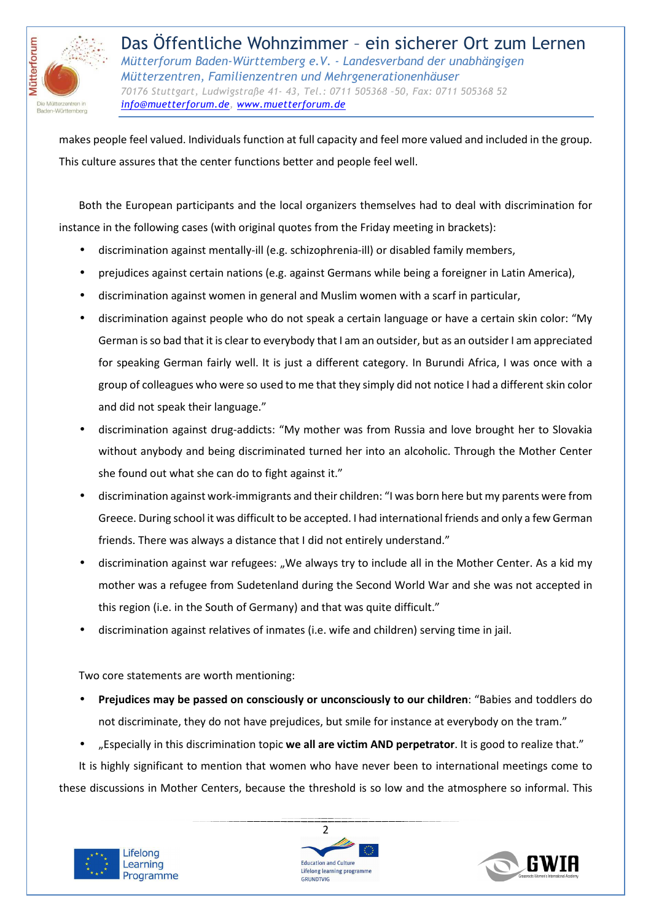makes people feel valued. Individuals function at full capacity and feel more valued and included in the group. This culture assures that the center functions better and people feel well.

Both the European participants and the local organizers themselves had to deal with discrimination for instance in the following cases (with original quotes from the Friday meeting in brackets):

- discrimination against mentally-ill (e.g. schizophrenia-ill) or disabled family members,
- prejudices against certain nations (e.g. against Germans while being a foreigner in Latin America),
- discrimination against women in general and Muslim women with a scarf in particular,
- discrimination against people who do not speak a certain language or have a certain skin color: "My German is so bad that it is clear to everybody that I am an outsider, but as an outsider I am appreciated for speaking German fairly well. It is just a different category. In Burundi Africa, I was once with a group of colleagues who were so used to me that they simply did not notice I had a different skin color and did not speak their language."
- discrimination against drug-addicts: "My mother was from Russia and love brought her to Slovakia without anybody and being discriminated turned her into an alcoholic. Through the Mother Center she found out what she can do to fight against it."
- discrimination against work-immigrants and their children: "I was born here but my parents were from Greece. During school it was difficult to be accepted. I had international friends and only a few German friends. There was always a distance that I did not entirely understand."
- discrimination against war refugees: „We always try to include all in the Mother Center. As a kid my mother was a refugee from Sudetenland during the Second World War and she was not accepted in this region (i.e. in the South of Germany) and that was quite difficult."
- discrimination against relatives of inmates (i.e. wife and children) serving time in jail.

Two core statements are worth mentioning:

- **Prejudices may be passed on consciously or unconsciously to our children**: "Babies and toddlers do not discriminate, they do not have prejudices, but smile for instance at everybody on the tram."
- „Especially in this discrimination topic **we all are victim AND perpetrator**. It is good to realize that."

It is highly significant to mention that women who have never been to international meetings come to these discussions in Mother Centers, because the threshold is so low and the atmosphere so informal. This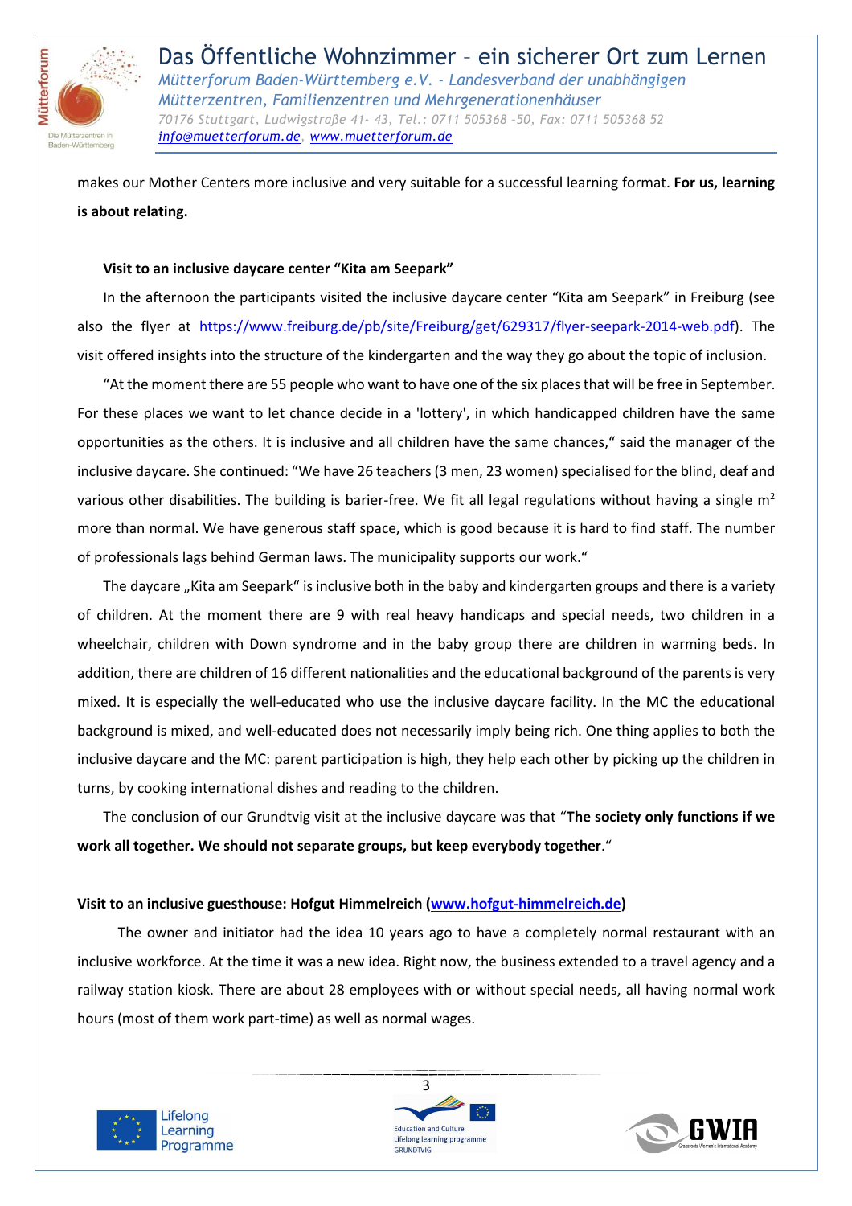makes our Mother Centers more inclusive and very suitable for a successful learning format. **For us, learning is about relating.**

**Visit to an inclusive daycare center “Kita am Seepark”**

In the afternoon the participants visited the inclusive daycare center “Kita am Seepark” in Freiburg (see also the flyer at https://www.freiburg.de/pb/site/Freiburg/get/629317/flyer-seepark-2014-web.pdf). The visit offered insights into the structure of the kindergarten and the way they go about the topic of inclusion.

“At the moment there are 55 people who want to have one of the six places that will be free in September. For these places we want to let chance decide in a 'lottery', in which handicapped children have the same opportunities as the others. It is inclusive and all children have the same chances,“ said the manager of the inclusive daycare. She continued: “We have 26 teachers (3 men, 23 women) specialised for the blind, deaf and various other disabilities. The building is barier-free. We fit all legal regulations without having a single $m^2$ more than normal. We have generous staff space, which is good because it is hard to find staff. The number of professionals lags behind German laws. The municipality supports our work.“

The daycare „Kita am Seepark“ is inclusive both in the baby and kindergarten groups and there is a variety of children. At the moment there are 9 with real heavy handicaps and special needs, two children in a wheelchair, children with Down syndrome and in the baby group there are children in warming beds. In addition, there are children of 16 different nationalities and the educational background of the parents is very mixed. It is especially the well-educated who use the inclusive daycare facility. In the MC the educational background is mixed, and well-educated does not necessarily imply being rich. One thing applies to both the inclusive daycare and the MC: parent participation is high, they help each other by picking up the children in turns, by cooking international dishes and reading to the children.

The conclusion of our Grundtvig visit at the inclusive daycare was that “**The society only functions if we work all together. We should not separate groups, but keep everybody together**.“

**Visit to an inclusive guesthouse: Hofgut Himmelreich (www.hofgut-himmelreich.de)**

The owner and initiator had the idea 10 years ago to have a completely normal restaurant with an inclusive workforce. At the time it was a new idea. Right now, the business extended to a travel agency and a railway station kiosk. There are about 28 employees with or without special needs, all having normal work hours (most of them work part-time) as well as normal wages.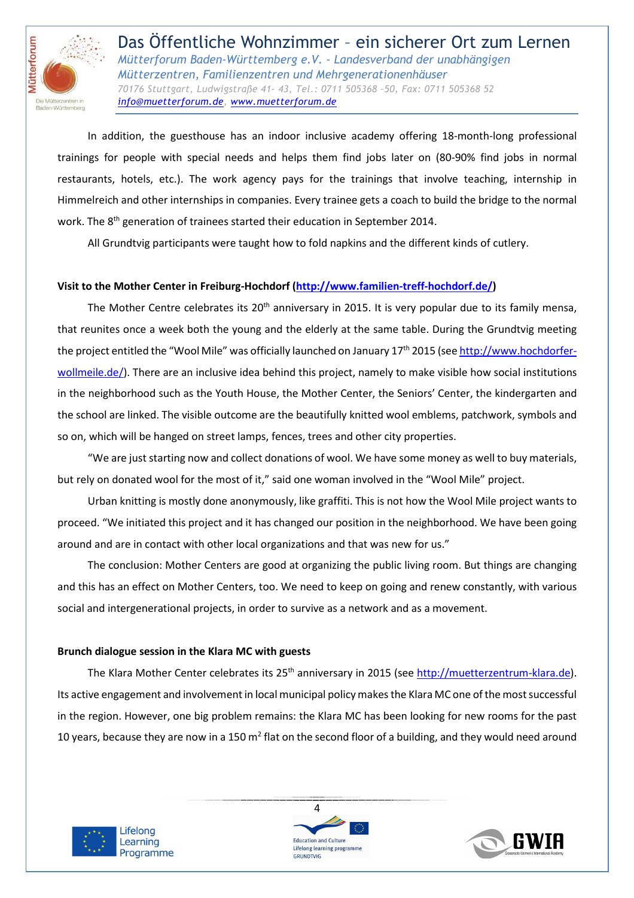In addition, the guesthouse has an indoor inclusive academy offering 18-month-long professional trainings for people with special needs and helps them find jobs later on (80-90% find jobs in normal restaurants, hotels, etc.). The work agency pays for the trainings that involve teaching, internship in Himmelreich and other internships in companies. Every trainee gets a coach to build the bridge to the normal work. The 8th generation of trainees started their education in September 2014.

All Grundtvig participants were taught how to fold napkins and the different kinds of cutlery.

**Visit to the Mother Center in Freiburg-Hochdorf (http://www.familien-treff-hochdorf.de/)**

The Mother Centre celebrates its 20th anniversary in 2015. It is very popular due to its family mensa, that reunites once a week both the young and the elderly at the same table. During the Grundtvig meeting the project entitled the "Wool Mile" was officially launched on January 17th 2015 (see http://www.hochdorfer-wollmeile.de/). There are an inclusive idea behind this project, namely to make visible how social institutions in the neighborhood such as the Youth House, the Mother Center, the Seniors' Center, the kindergarten and the school are linked. The visible outcome are the beautifully knitted wool emblems, patchwork, symbols and so on, which will be hanged on street lamps, fences, trees and other city properties.

"We are just starting now and collect donations of wool. We have some money as well to buy materials, but rely on donated wool for the most of it," said one woman involved in the "Wool Mile" project.

Urban knitting is mostly done anonymously, like graffiti. This is not how the Wool Mile project wants to proceed. "We initiated this project and it has changed our position in the neighborhood. We have been going around and are in contact with other local organizations and that was new for us."

The conclusion: Mother Centers are good at organizing the public living room. But things are changing and this has an effect on Mother Centers, too. We need to keep on going and renew constantly, with various social and intergenerational projects, in order to survive as a network and as a movement.

**Brunch dialogue session in the Klara MC with guests**

The Klara Mother Center celebrates its 25th anniversary in 2015 (see http://muetterzentrum-klara.de). Its active engagement and involvement in local municipal policy makes the Klara MC one of the most successful in the region. However, one big problem remains: the Klara MC has been looking for new rooms for the past 10 years, because they are now in a 150 $m^2$ flat on the second floor of a building, and they would need around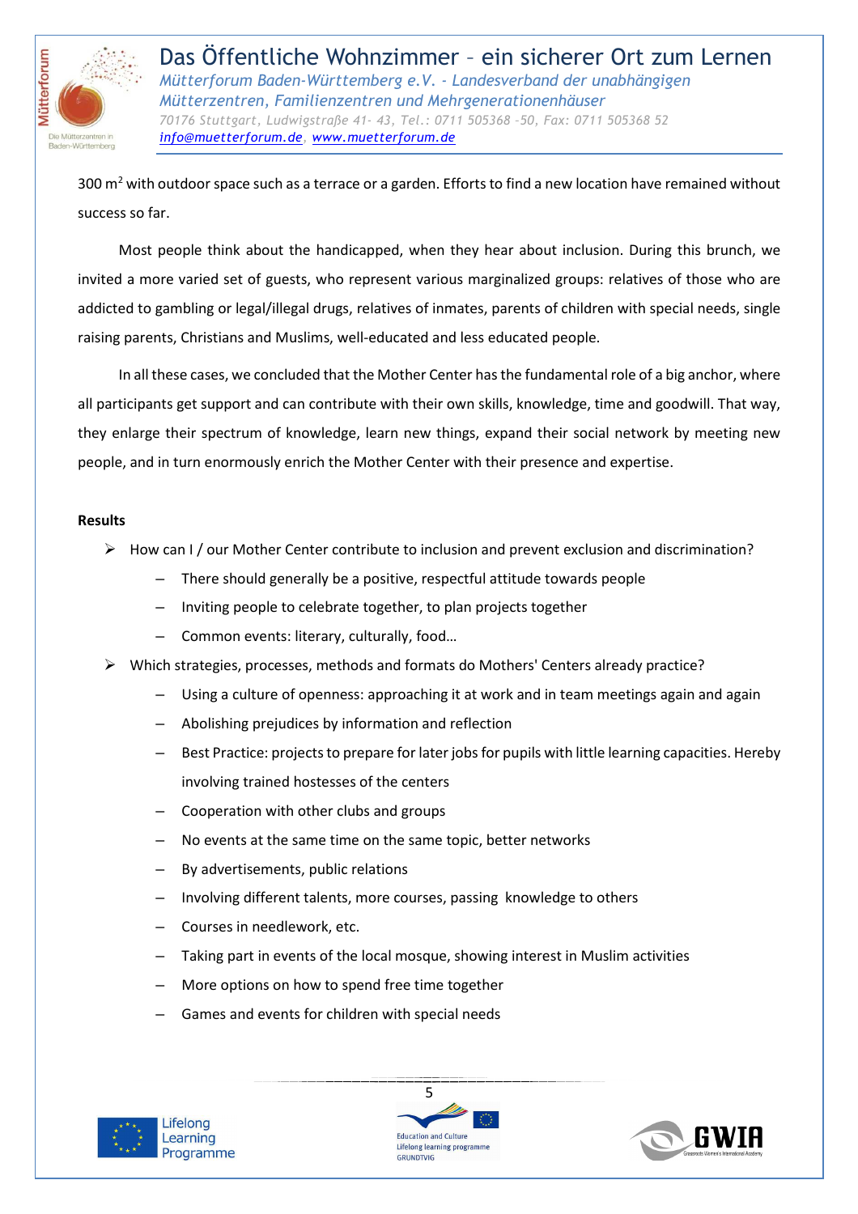300 m$^2$ with outdoor space such as a terrace or a garden. Efforts to find a new location have remained without success so far.

Most people think about the handicapped, when they hear about inclusion. During this brunch, we invited a more varied set of guests, who represent various marginalized groups: relatives of those who are addicted to gambling or legal/illegal drugs, relatives of inmates, parents of children with special needs, single raising parents, Christians and Muslims, well-educated and less educated people.

In all these cases, we concluded that the Mother Center has the fundamental role of a big anchor, where all participants get support and can contribute with their own skills, knowledge, time and goodwill. That way, they enlarge their spectrum of knowledge, learn new things, expand their social network by meeting new people, and in turn enormously enrich the Mother Center with their presence and expertise.

**Results**

- How can I / our Mother Center contribute to inclusion and prevent exclusion and discrimination?
  - There should generally be a positive, respectful attitude towards people
  - Inviting people to celebrate together, to plan projects together
  - Common events: literary, culturally, food…
- Which strategies, processes, methods and formats do Mothers' Centers already practice?
  - Using a culture of openness: approaching it at work and in team meetings again and again
  - Abolishing prejudices by information and reflection
  - Best Practice: projects to prepare for later jobs for pupils with little learning capacities. Hereby involving trained hostesses of the centers
  - Cooperation with other clubs and groups
  - No events at the same time on the same topic, better networks
  - By advertisements, public relations
  - Involving different talents, more courses, passing knowledge to others
  - Courses in needlework, etc.
  - Taking part in events of the local mosque, showing interest in Muslim activities
  - More options on how to spend free time together
  - Games and events for children with special needs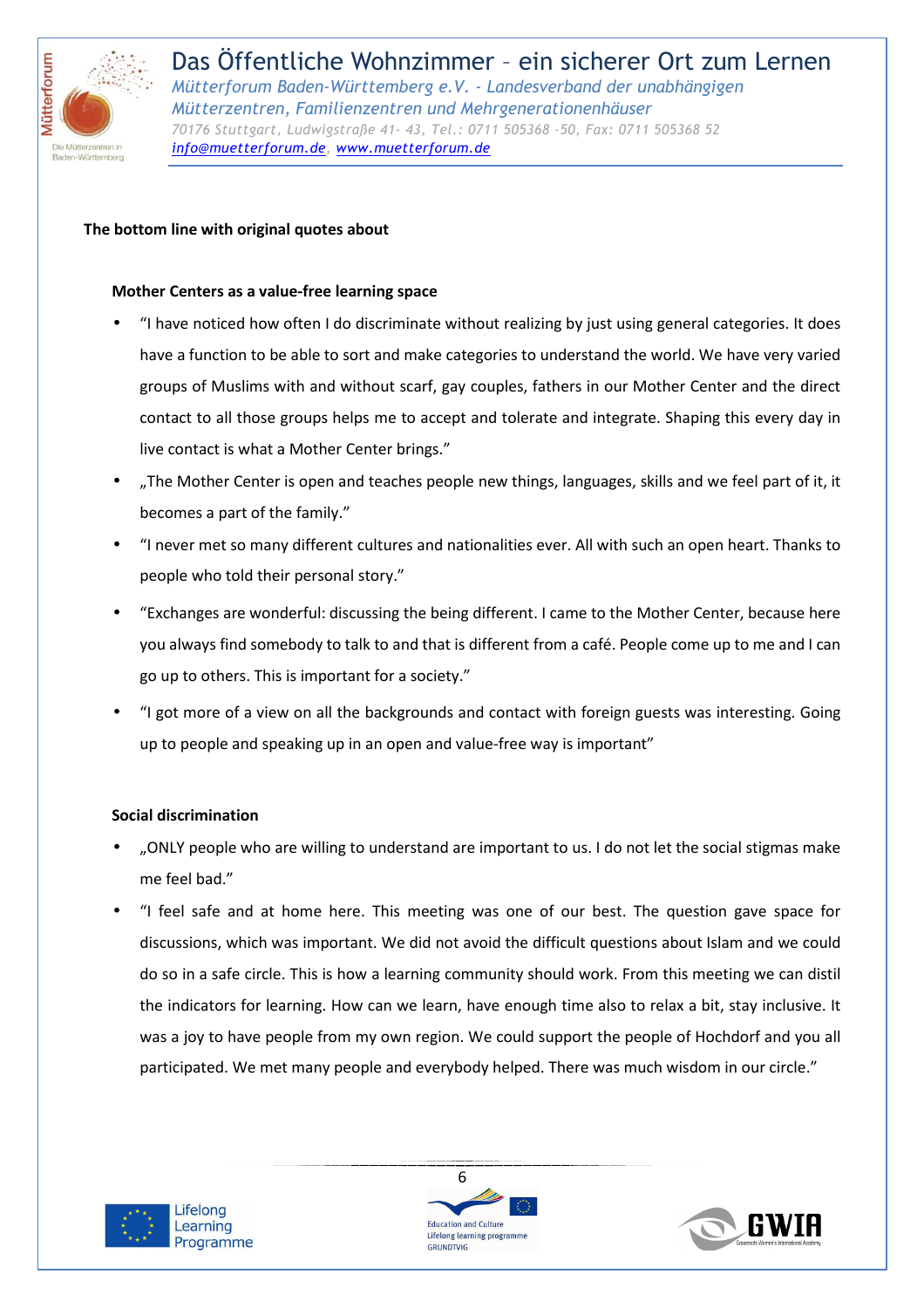**The bottom line with original quotes about**

**Mother Centers as a value-free learning space**

- "I have noticed how often I do discriminate without realizing by just using general categories. It does have a function to be able to sort and make categories to understand the world. We have very varied groups of Muslims with and without scarf, gay couples, fathers in our Mother Center and the direct contact to all those groups helps me to accept and tolerate and integrate. Shaping this every day in live contact is what a Mother Center brings."
- „The Mother Center is open and teaches people new things, languages, skills and we feel part of it, it becomes a part of the family."
- "I never met so many different cultures and nationalities ever. All with such an open heart. Thanks to people who told their personal story."
- "Exchanges are wonderful: discussing the being different. I came to the Mother Center, because here you always find somebody to talk to and that is different from a café. People come up to me and I can go up to others. This is important for a society."
- "I got more of a view on all the backgrounds and contact with foreign guests was interesting. Going up to people and speaking up in an open and value-free way is important"

**Social discrimination**

- „ONLY people who are willing to understand are important to us. I do not let the social stigmas make me feel bad."
- "I feel safe and at home here. This meeting was one of our best. The question gave space for discussions, which was important. We did not avoid the difficult questions about Islam and we could do so in a safe circle. This is how a learning community should work. From this meeting we can distil the indicators for learning. How can we learn, have enough time also to relax a bit, stay inclusive. It was a joy to have people from my own region. We could support the people of Hochdorf and you all participated. We met many people and everybody helped. There was much wisdom in our circle."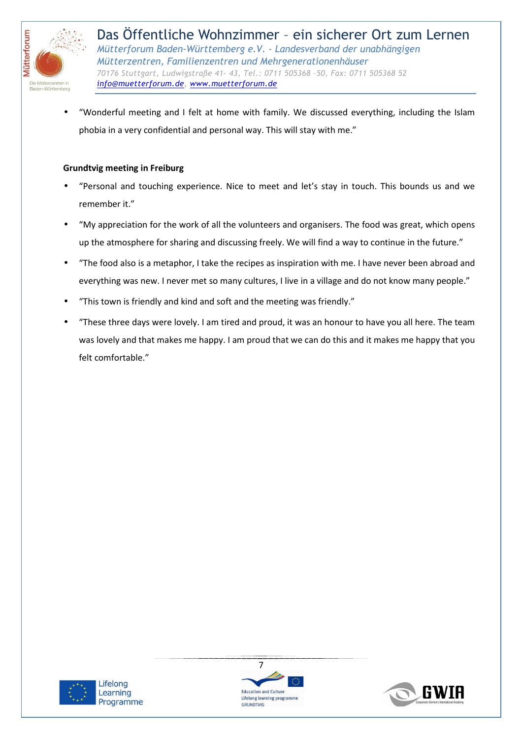- "Wonderful meeting and I felt at home with family. We discussed everything, including the Islam phobia in a very confidential and personal way. This will stay with me."

**Grundtvig meeting in Freiburg**

- "Personal and touching experience. Nice to meet and let's stay in touch. This bounds us and we remember it."
- "My appreciation for the work of all the volunteers and organisers. The food was great, which opens up the atmosphere for sharing and discussing freely. We will find a way to continue in the future."
- "The food also is a metaphor, I take the recipes as inspiration with me. I have never been abroad and everything was new. I never met so many cultures, I live in a village and do not know many people."
- "This town is friendly and kind and soft and the meeting was friendly."
- "These three days were lovely. I am tired and proud, it was an honour to have you all here. The team was lovely and that makes me happy. I am proud that we can do this and it makes me happy that you felt comfortable."